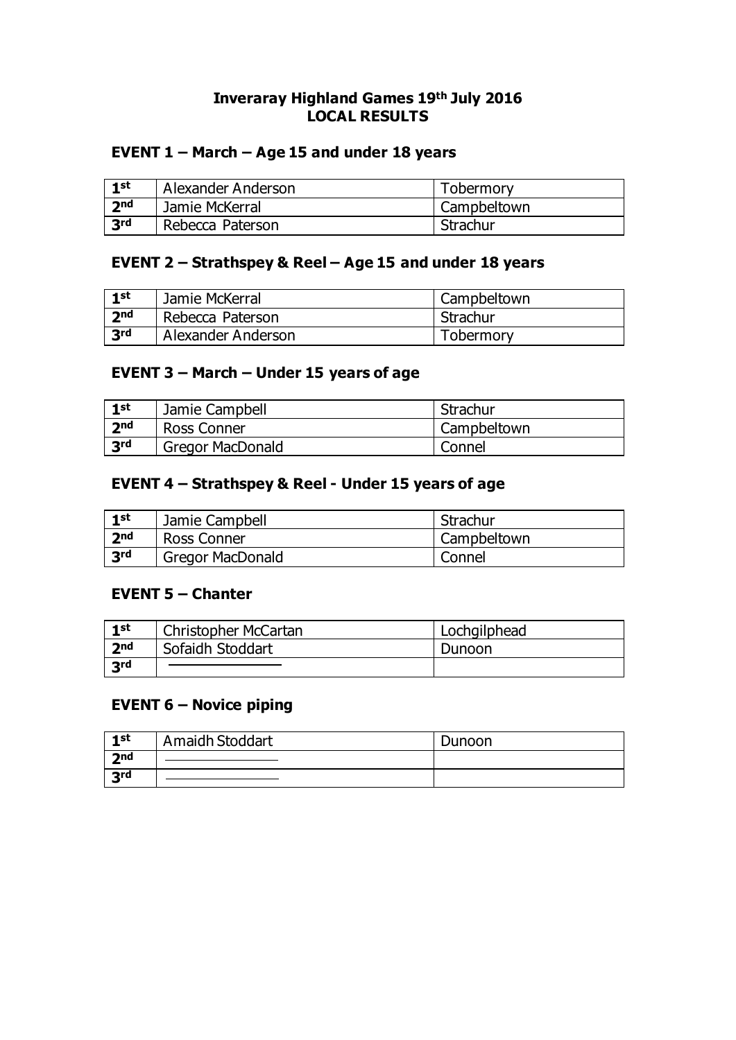# Inveraray Highland Games 19th July 2016
## LOCAL RESULTS

### EVENT 1 – March – Age 15 and under 18 years

| | | |
|---|---|---|
| 1st | Alexander Anderson | Tobermory |
| 2nd | Jamie McKerral | Campbeltown |
| 3rd | Rebecca Paterson | Strachur |

### EVENT 2 – Strathspey & Reel – Age 15 and under 18 years

| | | |
|---|---|---|
| 1st | Jamie McKerral | Campbeltown |
| 2nd | Rebecca Paterson | Strachur |
| 3rd | Alexander Anderson | Tobermory |

### EVENT 3 – March – Under 15 years of age

| | | |
|---|---|---|
| 1st | Jamie Campbell | Strachur |
| 2nd | Ross Conner | Campbeltown |
| 3rd | Gregor MacDonald | Connel |

### EVENT 4 – Strathspey & Reel - Under 15 years of age

| | | |
|---|---|---|
| 1st | Jamie Campbell | Strachur |
| 2nd | Ross Conner | Campbeltown |
| 3rd | Gregor MacDonald | Connel |

### EVENT 5 – Chanter

| | | |
|---|---|---|
| 1st | Christopher McCartan | Lochgilphead |
| 2nd | Sofaidh Stoddart | Dunoon |
| 3rd | ———————— | |

### EVENT 6 – Novice piping

| | | |
|---|---|---|
| 1st | Amaidh Stoddart | Dunoon |
| 2nd | ———————— | |
| 3rd | ———————— | |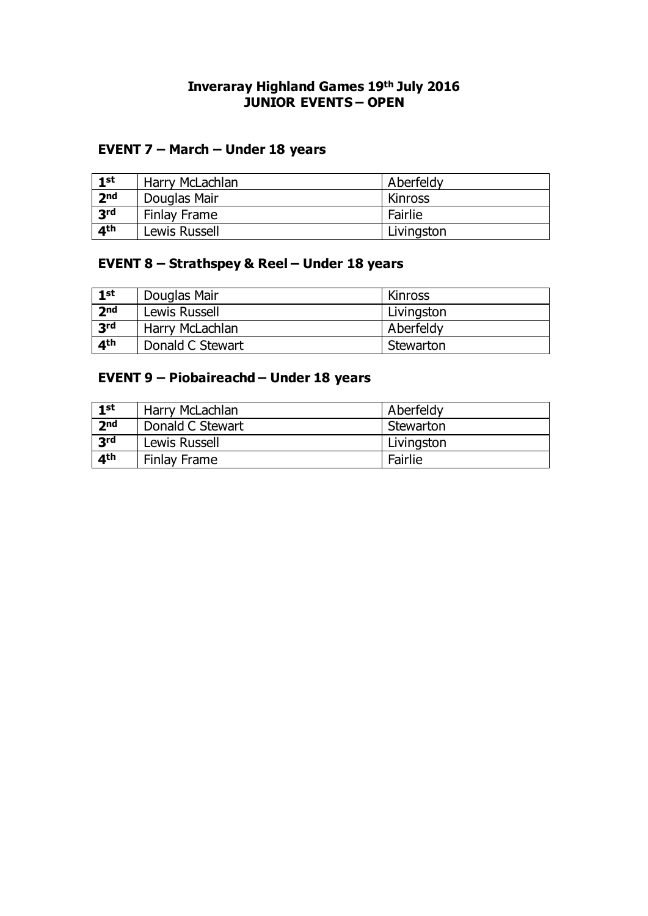**Inveraray Highland Games 19th July 2016**
**JUNIOR EVENTS – OPEN**

## EVENT 7 – March – Under 18 years

| | | |
|---|---|---|
| **1st** | Harry McLachlan | Aberfeldy |
| **2nd** | Douglas Mair | Kinross |
| **3rd** | Finlay Frame | Fairlie |
| **4th** | Lewis Russell | Livingston |

## EVENT 8 – Strathspey & Reel – Under 18 years

| | | |
|---|---|---|
| **1st** | Douglas Mair | Kinross |
| **2nd** | Lewis Russell | Livingston |
| **3rd** | Harry McLachlan | Aberfeldy |
| **4th** | Donald C Stewart | Stewarton |

## EVENT 9 – Piobaireachd – Under 18 years

| | | |
|---|---|---|
| **1st** | Harry McLachlan | Aberfeldy |
| **2nd** | Donald C Stewart | Stewarton |
| **3rd** | Lewis Russell | Livingston |
| **4th** | Finlay Frame | Fairlie |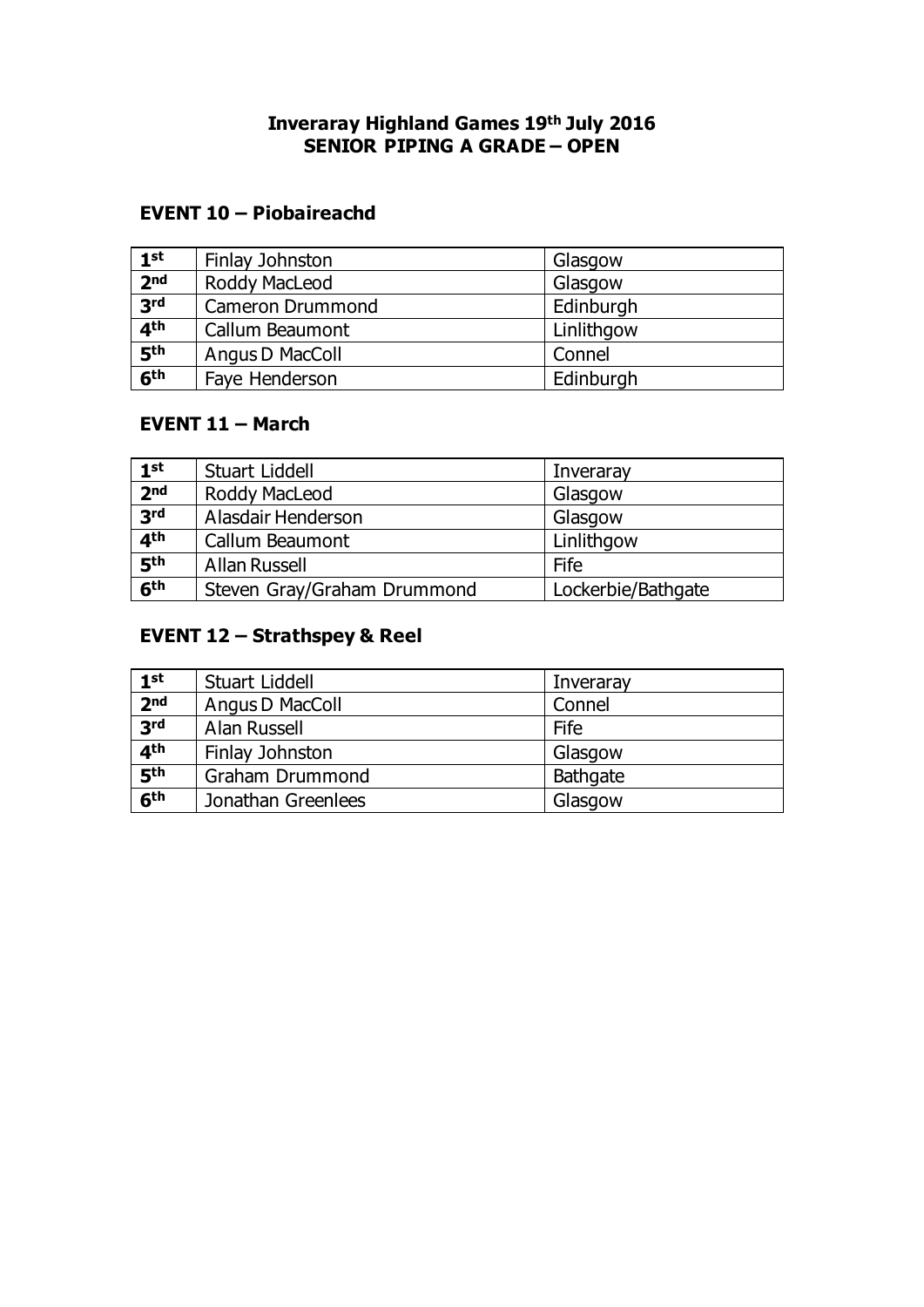**Inveraray Highland Games 19th July 2016**
**SENIOR PIPING A GRADE – OPEN**

## EVENT 10 – Piobaireachd

| | | |
|---|---|---|
| 1st | Finlay Johnston | Glasgow |
| 2nd | Roddy MacLeod | Glasgow |
| 3rd | Cameron Drummond | Edinburgh |
| 4th | Callum Beaumont | Linlithgow |
| 5th | Angus D MacColl | Connel |
| 6th | Faye Henderson | Edinburgh |

## EVENT 11 – March

| | | |
|---|---|---|
| 1st | Stuart Liddell | Inveraray |
| 2nd | Roddy MacLeod | Glasgow |
| 3rd | Alasdair Henderson | Glasgow |
| 4th | Callum Beaumont | Linlithgow |
| 5th | Allan Russell | Fife |
| 6th | Steven Gray/Graham Drummond | Lockerbie/Bathgate |

## EVENT 12 – Strathspey & Reel

| | | |
|---|---|---|
| 1st | Stuart Liddell | Inveraray |
| 2nd | Angus D MacColl | Connel |
| 3rd | Alan Russell | Fife |
| 4th | Finlay Johnston | Glasgow |
| 5th | Graham Drummond | Bathgate |
| 6th | Jonathan Greenlees | Glasgow |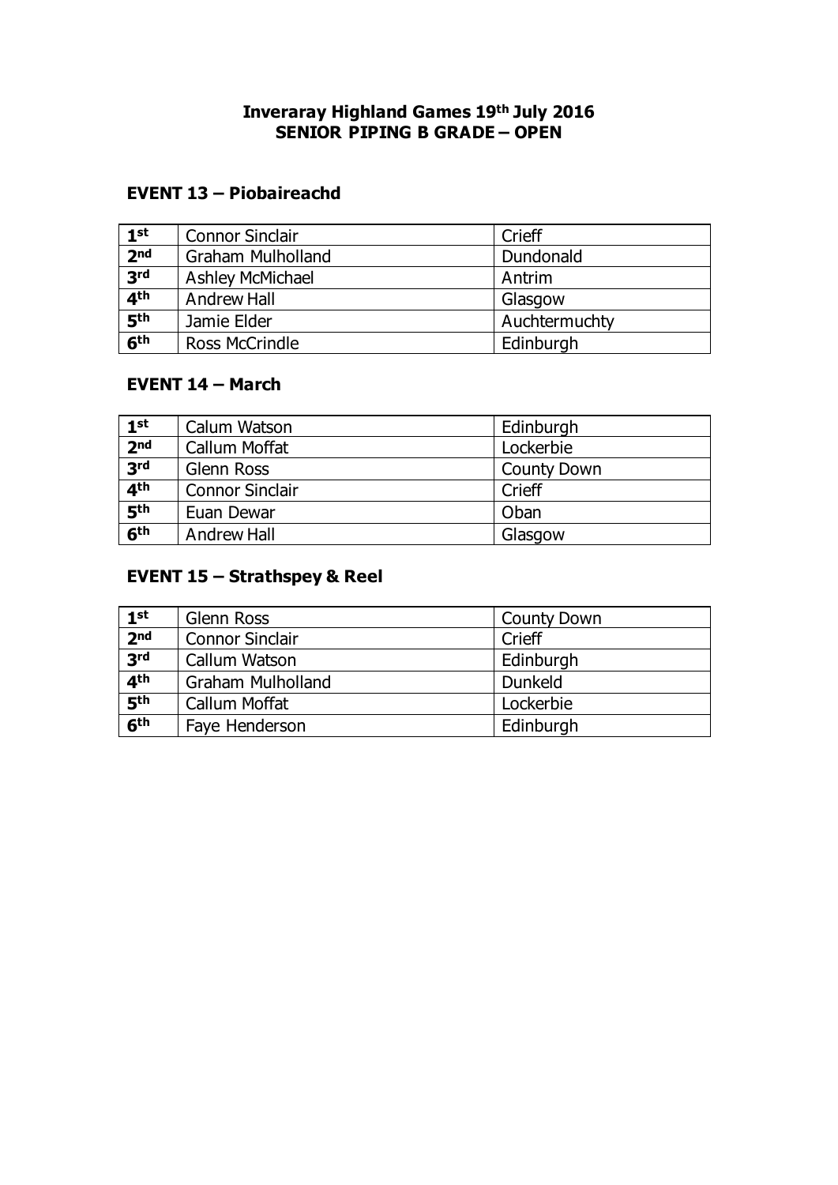**Inveraray Highland Games 19th July 2016**
**SENIOR PIPING B GRADE – OPEN**

## EVENT 13 – Piobaireachd

| | | |
|---|---|---|
| **1st** | Connor Sinclair | Crieff |
| **2nd** | Graham Mulholland | Dundonald |
| **3rd** | Ashley McMichael | Antrim |
| **4th** | Andrew Hall | Glasgow |
| **5th** | Jamie Elder | Auchtermuchty |
| **6th** | Ross McCrindle | Edinburgh |

## EVENT 14 – March

| | | |
|---|---|---|
| **1st** | Calum Watson | Edinburgh |
| **2nd** | Callum Moffat | Lockerbie |
| **3rd** | Glenn Ross | County Down |
| **4th** | Connor Sinclair | Crieff |
| **5th** | Euan Dewar | Oban |
| **6th** | Andrew Hall | Glasgow |

## EVENT 15 – Strathspey & Reel

| | | |
|---|---|---|
| **1st** | Glenn Ross | County Down |
| **2nd** | Connor Sinclair | Crieff |
| **3rd** | Callum Watson | Edinburgh |
| **4th** | Graham Mulholland | Dunkeld |
| **5th** | Callum Moffat | Lockerbie |
| **6th** | Faye Henderson | Edinburgh |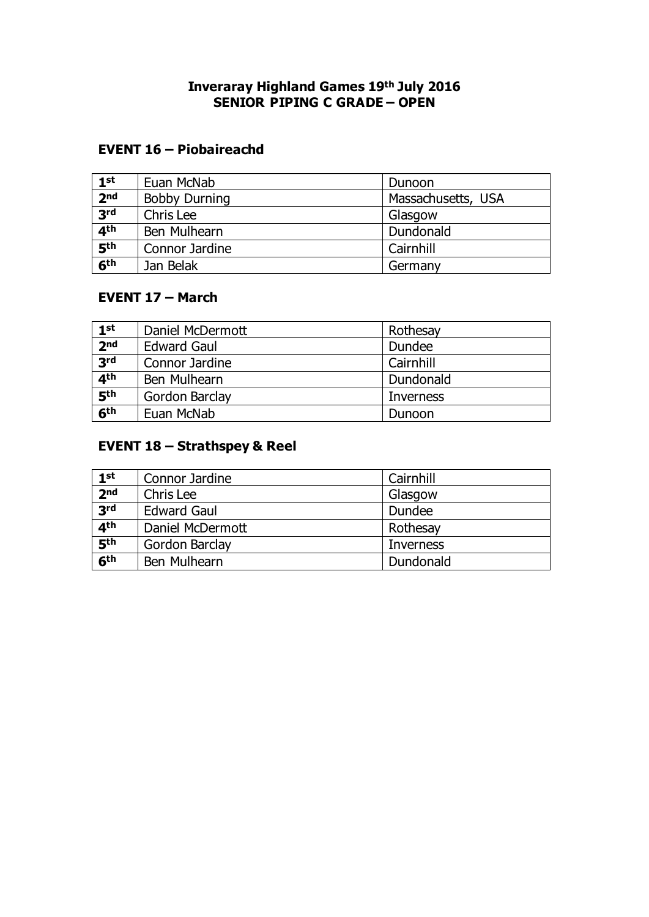**Inveraray Highland Games 19th July 2016**
**SENIOR PIPING C GRADE – OPEN**

## EVENT 16 – Piobaireachd

| | | |
|---|---|---|
| 1st | Euan McNab | Dunoon |
| 2nd | Bobby Durning | Massachusetts, USA |
| 3rd | Chris Lee | Glasgow |
| 4th | Ben Mulhearn | Dundonald |
| 5th | Connor Jardine | Cairnhill |
| 6th | Jan Belak | Germany |

## EVENT 17 – March

| | | |
|---|---|---|
| 1st | Daniel McDermott | Rothesay |
| 2nd | Edward Gaul | Dundee |
| 3rd | Connor Jardine | Cairnhill |
| 4th | Ben Mulhearn | Dundonald |
| 5th | Gordon Barclay | Inverness |
| 6th | Euan McNab | Dunoon |

## EVENT 18 – Strathspey & Reel

| | | |
|---|---|---|
| 1st | Connor Jardine | Cairnhill |
| 2nd | Chris Lee | Glasgow |
| 3rd | Edward Gaul | Dundee |
| 4th | Daniel McDermott | Rothesay |
| 5th | Gordon Barclay | Inverness |
| 6th | Ben Mulhearn | Dundonald |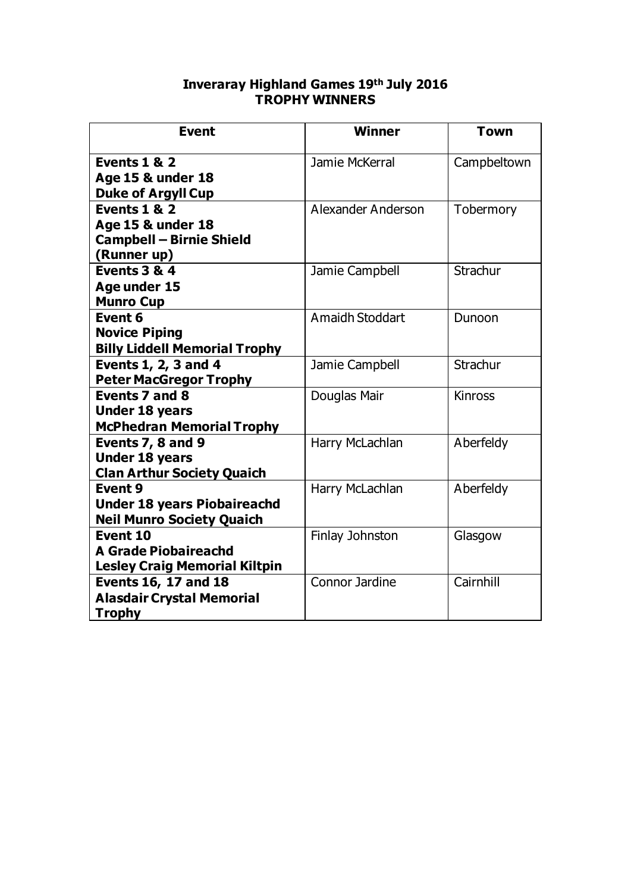**Inveraray Highland Games 19th July 2016**
**TROPHY WINNERS**

| Event | Winner | Town |
|---|---|---|
| **Events 1 & 2**<br>**Age 15 & under 18**<br>**Duke of Argyll Cup** | Jamie McKerral | Campbeltown |
| **Events 1 & 2**<br>**Age 15 & under 18**<br>**Campbell – Birnie Shield**<br>**(Runner up)** | Alexander Anderson | Tobermory |
| **Events 3 & 4**<br>**Age under 15**<br>**Munro Cup** | Jamie Campbell | Strachur |
| **Event 6**<br>**Novice Piping**<br>**Billy Liddell Memorial Trophy** | Amaidh Stoddart | Dunoon |
| **Events 1, 2, 3 and 4**<br>**Peter MacGregor Trophy** | Jamie Campbell | Strachur |
| **Events 7 and 8**<br>**Under 18 years**<br>**McPhedran Memorial Trophy** | Douglas Mair | Kinross |
| **Events 7, 8 and 9**<br>**Under 18 years**<br>**Clan Arthur Society Quaich** | Harry McLachlan | Aberfeldy |
| **Event 9**<br>**Under 18 years Piobaireachd**<br>**Neil Munro Society Quaich** | Harry McLachlan | Aberfeldy |
| **Event 10**<br>**A Grade Piobaireachd**<br>**Lesley Craig Memorial Kiltpin** | Finlay Johnston | Glasgow |
| **Events 16, 17 and 18**<br>**Alasdair Crystal Memorial Trophy** | Connor Jardine | Cairnhill |